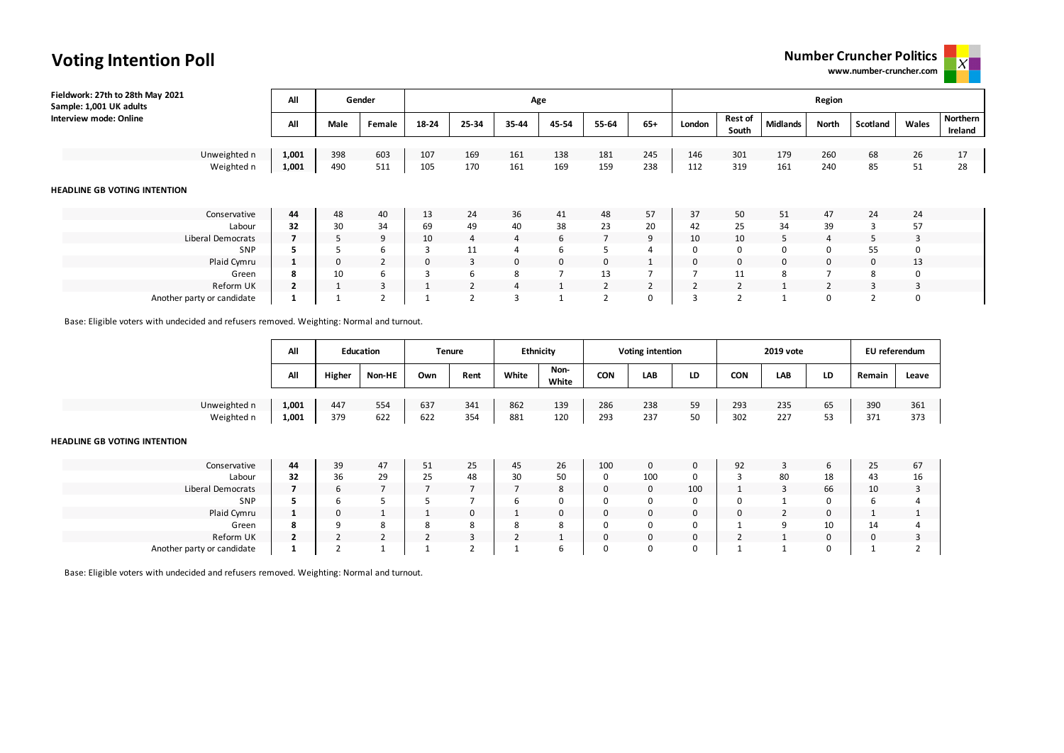# Voting Intention Poll

**Number Cruncher Politics**
**www.number-cruncher.com**

**Fieldwork: 27th to 28th May 2021**
**Sample: 1,001 UK adults**
**Interview mode: Online**

| | All | Gender | | Age | | | | | | Region | | | | | | |
|---|---|---|---|---|---|---|---|---|---|---|---|---|---|---|---|---|
| | All | Male | Female | 18-24 | 25-34 | 35-44 | 45-54 | 55-64 | 65+ | London | Rest of South | Midlands | North | Scotland | Wales | Northern Ireland |
| Unweighted n | **1,001** | 398 | 603 | 107 | 169 | 161 | 138 | 181 | 245 | 146 | 301 | 179 | 260 | 68 | 26 | 17 |
| Weighted n | **1,001** | 490 | 511 | 105 | 170 | 161 | 169 | 159 | 238 | 112 | 319 | 161 | 240 | 85 | 51 | 28 |
| **HEADLINE GB VOTING INTENTION** | | | | | | | | | | | | | | | | |
| Conservative | **44** | 48 | 40 | 13 | 24 | 36 | 41 | 48 | 57 | 37 | 50 | 51 | 47 | 24 | 24 | |
| Labour | **32** | 30 | 34 | 69 | 49 | 40 | 38 | 23 | 20 | 42 | 25 | 34 | 39 | 3 | 57 | |
| Liberal Democrats | **7** | 5 | 9 | 10 | 4 | 4 | 6 | 7 | 9 | 10 | 10 | 5 | 4 | 5 | 3 | |
| SNP | **5** | 5 | 6 | 3 | 11 | 4 | 6 | 5 | 4 | 0 | 0 | 0 | 0 | 55 | 0 | |
| Plaid Cymru | **1** | 0 | 2 | 0 | 3 | 0 | 0 | 0 | 1 | 0 | 0 | 0 | 0 | 0 | 13 | |
| Green | **8** | 10 | 6 | 3 | 6 | 8 | 7 | 13 | 7 | 7 | 11 | 8 | 7 | 8 | 0 | |
| Reform UK | **2** | 1 | 3 | 1 | 2 | 4 | 1 | 2 | 2 | 2 | 2 | 1 | 2 | 3 | 3 | |
| Another party or candidate | **1** | 1 | 2 | 1 | 2 | 3 | 1 | 2 | 0 | 3 | 2 | 1 | 0 | 2 | 0 | |

Base: Eligible voters with undecided and refusers removed. Weighting: Normal and turnout.

| | All | Education | | Tenure | | Ethnicity | | Voting intention | | | 2019 vote | | | EU referendum | |
|---|---|---|---|---|---|---|---|---|---|---|---|---|---|---|---|
| | All | Higher | Non-HE | Own | Rent | White | Non-White | CON | LAB | LD | CON | LAB | LD | Remain | Leave |
| Unweighted n | **1,001** | 447 | 554 | 637 | 341 | 862 | 139 | 286 | 238 | 59 | 293 | 235 | 65 | 390 | 361 |
| Weighted n | **1,001** | 379 | 622 | 622 | 354 | 881 | 120 | 293 | 237 | 50 | 302 | 227 | 53 | 371 | 373 |
| **HEADLINE GB VOTING INTENTION** | | | | | | | | | | | | | | | |
| Conservative | **44** | 39 | 47 | 51 | 25 | 45 | 26 | 100 | 0 | 0 | 92 | 3 | 6 | 25 | 67 |
| Labour | **32** | 36 | 29 | 25 | 48 | 30 | 50 | 0 | 100 | 0 | 3 | 80 | 18 | 43 | 16 |
| Liberal Democrats | **7** | 6 | 7 | 7 | 7 | 7 | 8 | 0 | 0 | 100 | 1 | 3 | 66 | 10 | 3 |
| SNP | **5** | 6 | 5 | 5 | 7 | 6 | 0 | 0 | 0 | 0 | 0 | 1 | 0 | 6 | 4 |
| Plaid Cymru | **1** | 0 | 1 | 1 | 0 | 1 | 0 | 0 | 0 | 0 | 0 | 2 | 0 | 1 | 1 |
| Green | **8** | 9 | 8 | 8 | 8 | 8 | 8 | 0 | 0 | 0 | 1 | 9 | 10 | 14 | 4 |
| Reform UK | **2** | 2 | 2 | 2 | 3 | 2 | 1 | 0 | 0 | 0 | 2 | 1 | 0 | 0 | 3 |
| Another party or candidate | **1** | 2 | 1 | 1 | 2 | 1 | 6 | 0 | 0 | 0 | 1 | 1 | 0 | 1 | 2 |

Base: Eligible voters with undecided and refusers removed. Weighting: Normal and turnout.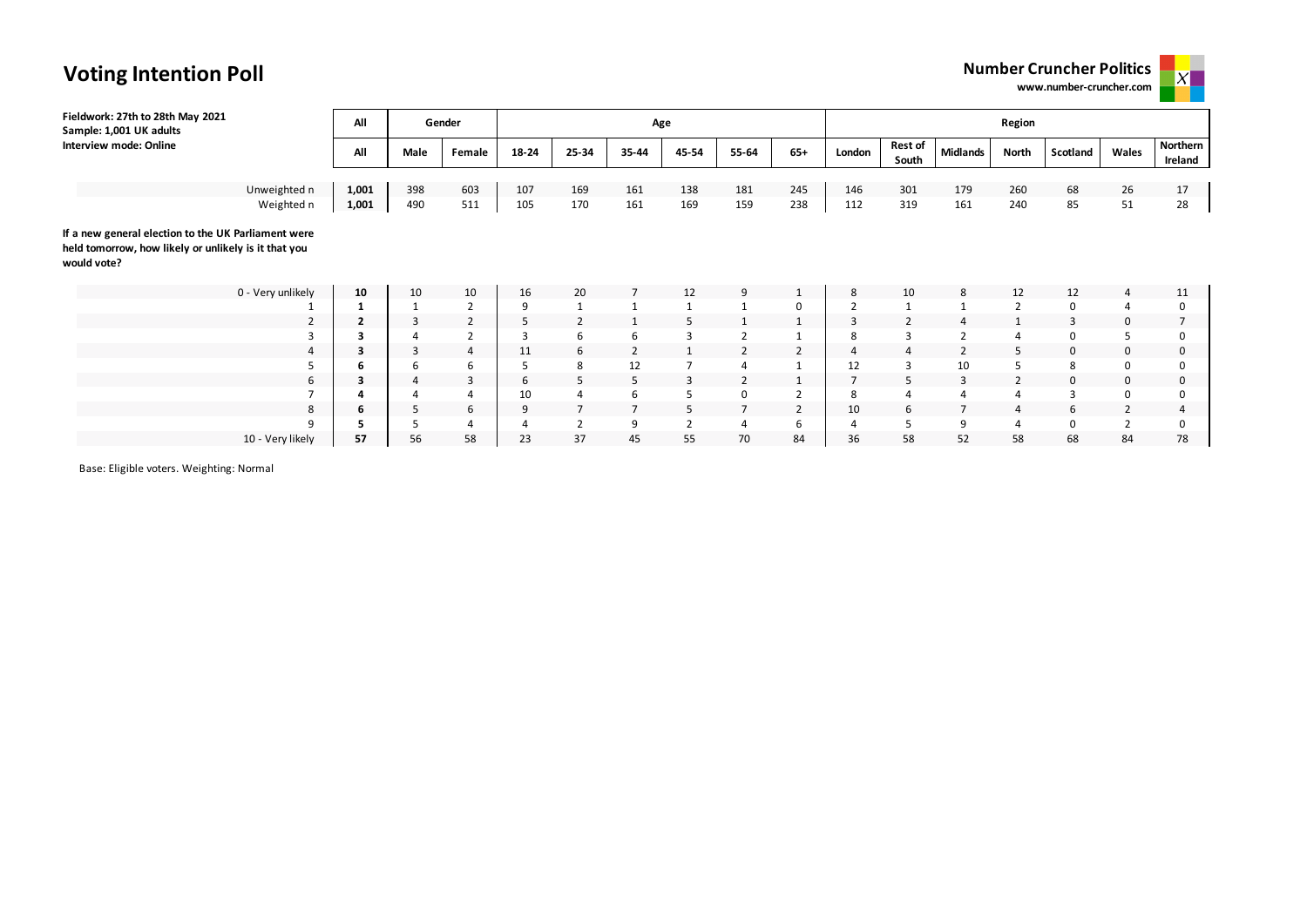# Voting Intention Poll

**Number Cruncher Politics**
**www.number-cruncher.com**

**Fieldwork: 27th to 28th May 2021**
**Sample: 1,001 UK adults**
**Interview mode: Online**

| | All | Gender | | Age | | | | | | Region | | | | | | |
|---|---|---|---|---|---|---|---|---|---|---|---|---|---|---|---|---|
| | **All** | **Male** | **Female** | **18-24** | **25-34** | **35-44** | **45-54** | **55-64** | **65+** | **London** | **Rest of South** | **Midlands** | **North** | **Scotland** | **Wales** | **Northern Ireland** |
| Unweighted n | **1,001** | 398 | 603 | 107 | 169 | 161 | 138 | 181 | 245 | 146 | 301 | 179 | 260 | 68 | 26 | 17 |
| Weighted n | **1,001** | 490 | 511 | 105 | 170 | 161 | 169 | 159 | 238 | 112 | 319 | 161 | 240 | 85 | 51 | 28 |

**If a new general election to the UK Parliament were held tomorrow, how likely or unlikely is it that you would vote?**

| | All | Male | Female | 18-24 | 25-34 | 35-44 | 45-54 | 55-64 | 65+ | London | Rest of South | Midlands | North | Scotland | Wales | Northern Ireland |
|---|---|---|---|---|---|---|---|---|---|---|---|---|---|---|---|---|
| 0 - Very unlikely | **10** | 10 | 10 | 16 | 20 | 7 | 12 | 9 | 1 | 8 | 10 | 8 | 12 | 12 | 4 | 11 |
| 1 | **1** | 1 | 2 | 9 | 1 | 1 | 1 | 1 | 0 | 2 | 1 | 1 | 2 | 0 | 4 | 0 |
| 2 | **2** | 3 | 2 | 5 | 2 | 1 | 5 | 1 | 1 | 3 | 2 | 4 | 1 | 3 | 0 | 7 |
| 3 | **3** | 4 | 2 | 3 | 6 | 6 | 3 | 2 | 1 | 8 | 3 | 2 | 4 | 0 | 5 | 0 |
| 4 | **3** | 3 | 4 | 11 | 6 | 2 | 1 | 2 | 2 | 4 | 4 | 2 | 5 | 0 | 0 | 0 |
| 5 | **6** | 6 | 6 | 5 | 8 | 12 | 7 | 4 | 1 | 12 | 3 | 10 | 5 | 8 | 0 | 0 |
| 6 | **3** | 4 | 3 | 6 | 5 | 5 | 3 | 2 | 1 | 7 | 5 | 3 | 2 | 0 | 0 | 0 |
| 7 | **4** | 4 | 4 | 10 | 4 | 6 | 5 | 0 | 2 | 8 | 4 | 4 | 4 | 3 | 0 | 0 |
| 8 | **6** | 5 | 6 | 9 | 7 | 7 | 5 | 7 | 2 | 10 | 6 | 7 | 4 | 6 | 2 | 4 |
| 9 | **5** | 5 | 4 | 4 | 2 | 9 | 2 | 4 | 6 | 4 | 5 | 9 | 4 | 0 | 2 | 0 |
| 10 - Very likely | **57** | 56 | 58 | 23 | 37 | 45 | 55 | 70 | 84 | 36 | 58 | 52 | 58 | 68 | 84 | 78 |

Base: Eligible voters. Weighting: Normal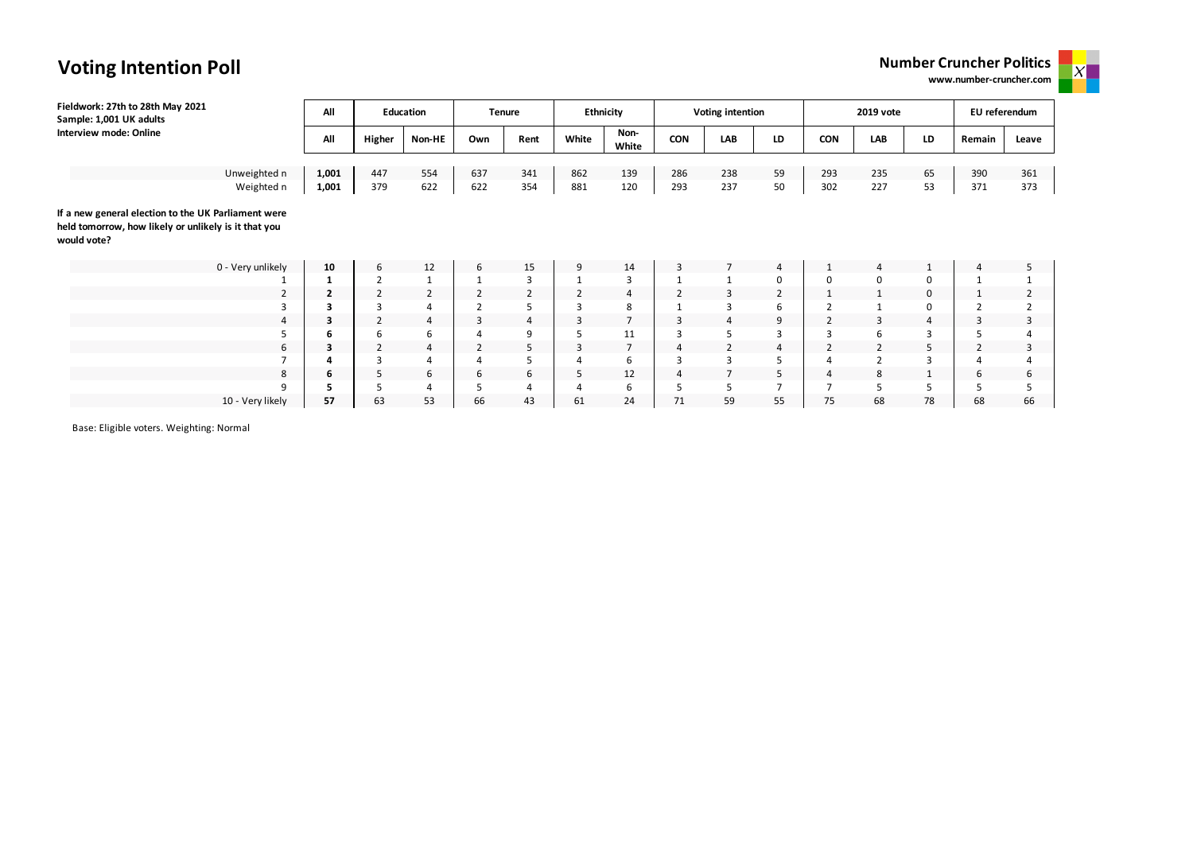# Voting Intention Poll

**Number Cruncher Politics**
**www.number-cruncher.com**

**Fieldwork: 27th to 28th May 2021**
**Sample: 1,001 UK adults**
**Interview mode: Online**

| | All | Education | | Tenure | | Ethnicity | | Voting intention | | | 2019 vote | | | EU referendum | |
|---|---|---|---|---|---|---|---|---|---|---|---|---|---|---|---|
| | All | Higher | Non-HE | Own | Rent | White | Non-White | CON | LAB | LD | CON | LAB | LD | Remain | Leave |
| Unweighted n | **1,001** | 447 | 554 | 637 | 341 | 862 | 139 | 286 | 238 | 59 | 293 | 235 | 65 | 390 | 361 |
| Weighted n | **1,001** | 379 | 622 | 622 | 354 | 881 | 120 | 293 | 237 | 50 | 302 | 227 | 53 | 371 | 373 |

**If a new general election to the UK Parliament were held tomorrow, how likely or unlikely is it that you would vote?**

| | All | Higher | Non-HE | Own | Rent | White | Non-White | CON | LAB | LD | CON | LAB | LD | Remain | Leave |
|---|---|---|---|---|---|---|---|---|---|---|---|---|---|---|---|
| 0 - Very unlikely | **10** | 6 | 12 | 6 | 15 | 9 | 14 | 3 | 7 | 4 | 1 | 4 | 1 | 4 | 5 |
| 1 | **1** | 2 | 1 | 1 | 3 | 1 | 3 | 1 | 1 | 0 | 0 | 0 | 0 | 1 | 1 |
| 2 | **2** | 2 | 2 | 2 | 2 | 2 | 4 | 2 | 3 | 2 | 1 | 1 | 0 | 1 | 2 |
| 3 | **3** | 3 | 4 | 2 | 5 | 3 | 8 | 1 | 3 | 6 | 2 | 1 | 0 | 2 | 2 |
| 4 | **3** | 2 | 4 | 3 | 4 | 3 | 7 | 3 | 4 | 9 | 2 | 3 | 4 | 3 | 3 |
| 5 | **6** | 6 | 6 | 4 | 9 | 5 | 11 | 3 | 5 | 3 | 3 | 6 | 3 | 5 | 4 |
| 6 | **3** | 2 | 4 | 2 | 5 | 3 | 7 | 4 | 2 | 4 | 2 | 2 | 5 | 2 | 3 |
| 7 | **4** | 3 | 4 | 4 | 5 | 4 | 6 | 3 | 3 | 5 | 4 | 2 | 3 | 4 | 4 |
| 8 | **6** | 5 | 6 | 6 | 6 | 5 | 12 | 4 | 7 | 5 | 4 | 8 | 1 | 6 | 6 |
| 9 | **5** | 5 | 4 | 5 | 4 | 4 | 6 | 5 | 5 | 7 | 7 | 5 | 5 | 5 | 5 |
| 10 - Very likely | **57** | 63 | 53 | 66 | 43 | 61 | 24 | 71 | 59 | 55 | 75 | 68 | 78 | 68 | 66 |

Base: Eligible voters. Weighting: Normal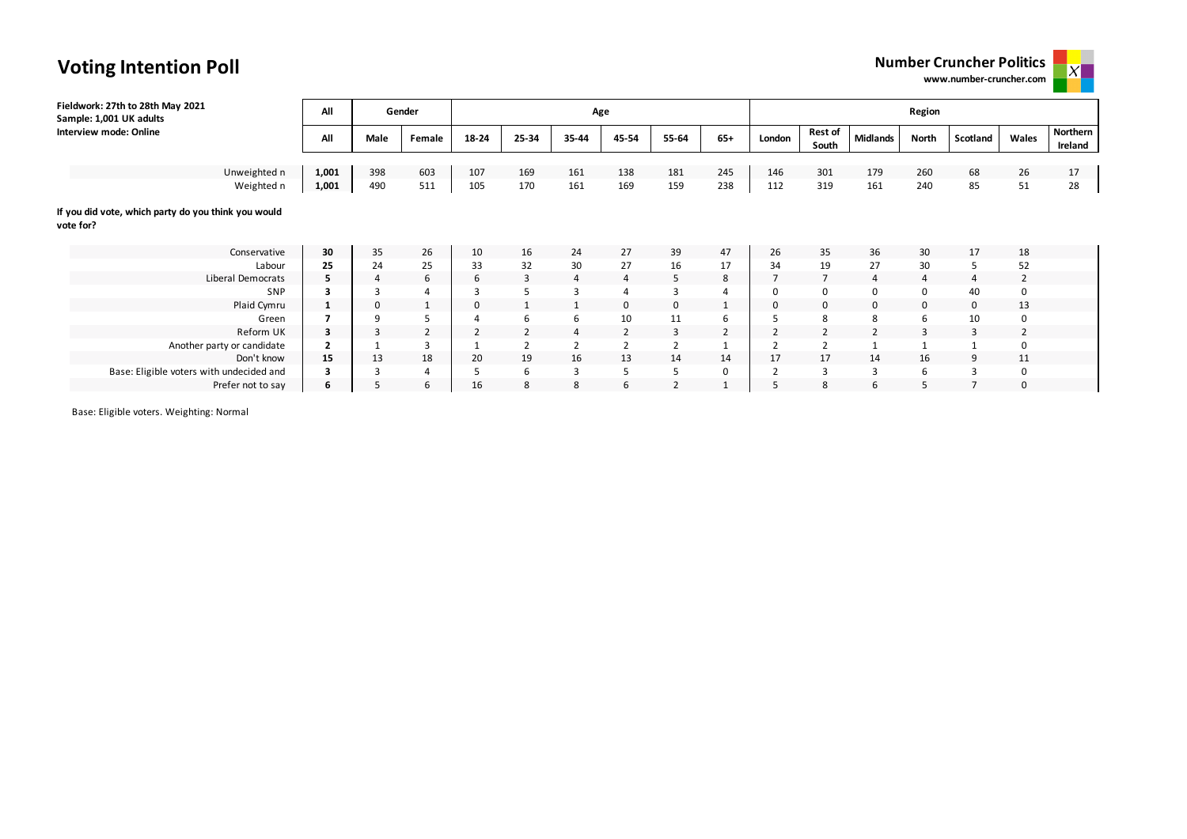# Voting Intention Poll

**Number Cruncher Politics**
**www.number-cruncher.com**

**Fieldwork: 27th to 28th May 2021**
**Sample: 1,001 UK adults**
**Interview mode: Online**

| | All | Gender | | Age | | | | | | Region | | | | | | |
|---|---|---|---|---|---|---|---|---|---|---|---|---|---|---|---|---|
| | All | Male | Female | 18-24 | 25-34 | 35-44 | 45-54 | 55-64 | 65+ | London | Rest of South | Midlands | North | Scotland | Wales | Northern Ireland |
| Unweighted n | 1,001 | 398 | 603 | 107 | 169 | 161 | 138 | 181 | 245 | 146 | 301 | 179 | 260 | 68 | 26 | 17 |
| Weighted n | 1,001 | 490 | 511 | 105 | 170 | 161 | 169 | 159 | 238 | 112 | 319 | 161 | 240 | 85 | 51 | 28 |
| **If you did vote, which party do you think you would vote for?** | | | | | | | | | | | | | | | | |
| Conservative | 30 | 35 | 26 | 10 | 16 | 24 | 27 | 39 | 47 | 26 | 35 | 36 | 30 | 17 | 18 | |
| Labour | 25 | 24 | 25 | 33 | 32 | 30 | 27 | 16 | 17 | 34 | 19 | 27 | 30 | 5 | 52 | |
| Liberal Democrats | 5 | 4 | 6 | 6 | 3 | 4 | 4 | 5 | 8 | 7 | 7 | 4 | 4 | 4 | 2 | |
| SNP | 3 | 3 | 4 | 3 | 5 | 3 | 4 | 3 | 4 | 0 | 0 | 0 | 0 | 40 | 0 | |
| Plaid Cymru | 1 | 0 | 1 | 0 | 1 | 1 | 0 | 0 | 1 | 0 | 0 | 0 | 0 | 0 | 13 | |
| Green | 7 | 9 | 5 | 4 | 6 | 6 | 10 | 11 | 6 | 5 | 8 | 8 | 6 | 10 | 0 | |
| Reform UK | 3 | 3 | 2 | 2 | 2 | 4 | 2 | 3 | 2 | 2 | 2 | 2 | 3 | 3 | 2 | |
| Another party or candidate | 2 | 1 | 3 | 1 | 2 | 2 | 2 | 2 | 1 | 2 | 2 | 1 | 1 | 1 | 0 | |
| Don't know | 15 | 13 | 18 | 20 | 19 | 16 | 13 | 14 | 14 | 17 | 17 | 14 | 16 | 9 | 11 | |
| Base: Eligible voters with undecided and | 3 | 3 | 4 | 5 | 6 | 3 | 5 | 5 | 0 | 2 | 3 | 3 | 6 | 3 | 0 | |
| Prefer not to say | 6 | 5 | 6 | 16 | 8 | 8 | 6 | 2 | 1 | 5 | 8 | 6 | 5 | 7 | 0 | |

Base: Eligible voters. Weighting: Normal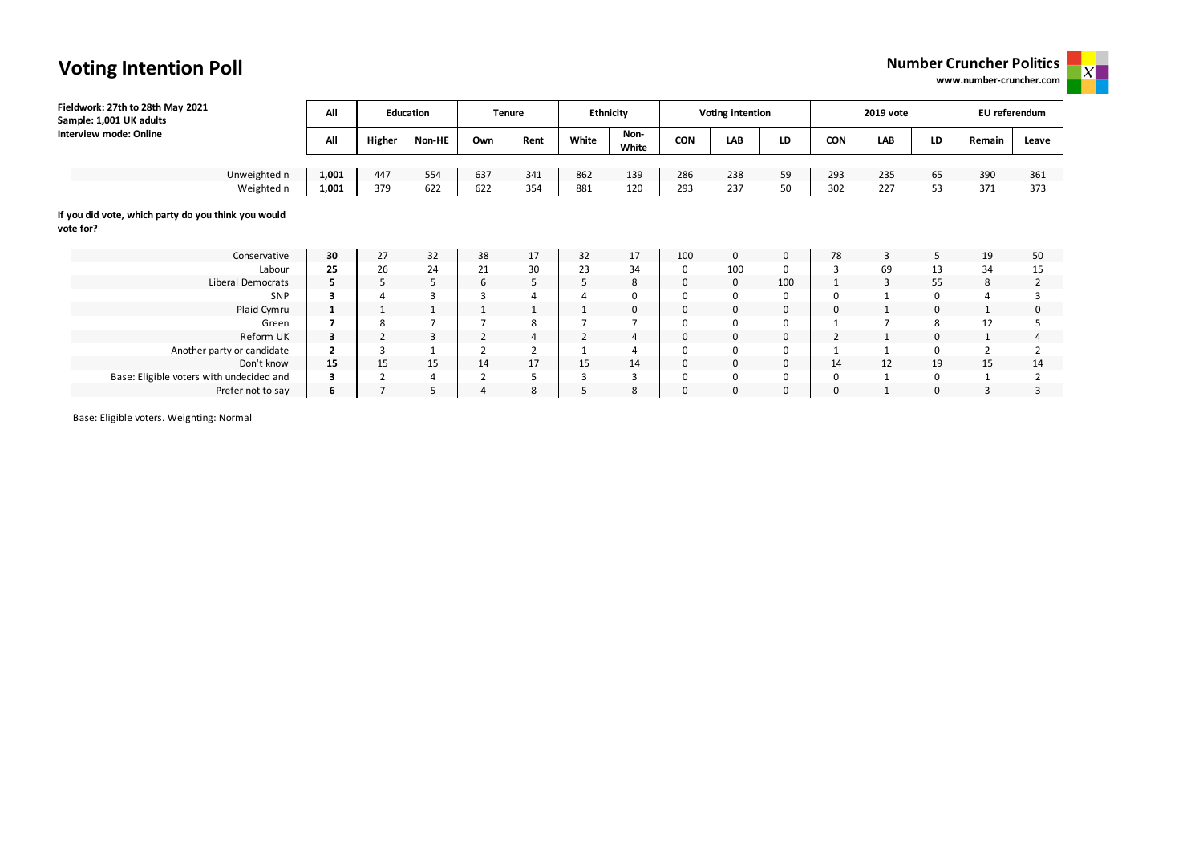# Voting Intention Poll

**Number Cruncher Politics**
**www.number-cruncher.com**

**Fieldwork: 27th to 28th May 2021**
**Sample: 1,001 UK adults**
**Interview mode: Online**

| | All | Education | | Tenure | | Ethnicity | | Voting intention | | | 2019 vote | | | EU referendum | |
|---|---|---|---|---|---|---|---|---|---|---|---|---|---|---|---|
| | All | Higher | Non-HE | Own | Rent | White | Non-White | CON | LAB | LD | CON | LAB | LD | Remain | Leave |
| Unweighted n | **1,001** | 447 | 554 | 637 | 341 | 862 | 139 | 286 | 238 | 59 | 293 | 235 | 65 | 390 | 361 |
| Weighted n | **1,001** | 379 | 622 | 622 | 354 | 881 | 120 | 293 | 237 | 50 | 302 | 227 | 53 | 371 | 373 |

**If you did vote, which party do you think you would vote for?**

| | All | Higher | Non-HE | Own | Rent | White | Non-White | CON | LAB | LD | CON | LAB | LD | Remain | Leave |
|---|---|---|---|---|---|---|---|---|---|---|---|---|---|---|---|
| Conservative | **30** | 27 | 32 | 38 | 17 | 32 | 17 | 100 | 0 | 0 | 78 | 3 | 5 | 19 | 50 |
| Labour | **25** | 26 | 24 | 21 | 30 | 23 | 34 | 0 | 100 | 0 | 3 | 69 | 13 | 34 | 15 |
| Liberal Democrats | **5** | 5 | 5 | 6 | 5 | 5 | 8 | 0 | 0 | 100 | 1 | 3 | 55 | 8 | 2 |
| SNP | **3** | 4 | 3 | 3 | 4 | 4 | 0 | 0 | 0 | 0 | 0 | 1 | 0 | 4 | 3 |
| Plaid Cymru | **1** | 1 | 1 | 1 | 1 | 1 | 0 | 0 | 0 | 0 | 0 | 1 | 0 | 1 | 0 |
| Green | **7** | 8 | 7 | 7 | 8 | 7 | 7 | 0 | 0 | 0 | 1 | 7 | 8 | 12 | 5 |
| Reform UK | **3** | 2 | 3 | 2 | 4 | 2 | 4 | 0 | 0 | 0 | 2 | 1 | 0 | 1 | 4 |
| Another party or candidate | **2** | 3 | 1 | 2 | 2 | 1 | 4 | 0 | 0 | 0 | 1 | 1 | 0 | 2 | 2 |
| Don't know | **15** | 15 | 15 | 14 | 17 | 15 | 14 | 0 | 0 | 0 | 14 | 12 | 19 | 15 | 14 |
| Base: Eligible voters with undecided and | **3** | 2 | 4 | 2 | 5 | 3 | 3 | 0 | 0 | 0 | 0 | 1 | 0 | 1 | 2 |
| Prefer not to say | **6** | 7 | 5 | 4 | 8 | 5 | 8 | 0 | 0 | 0 | 0 | 1 | 0 | 3 | 3 |

Base: Eligible voters. Weighting: Normal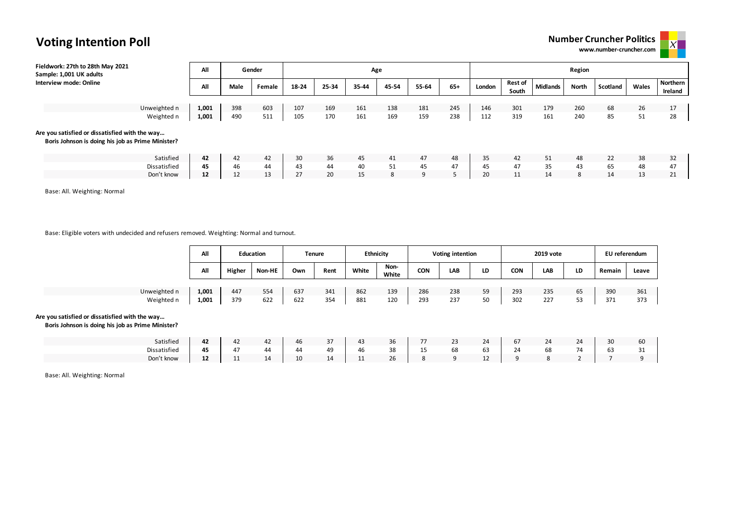# Voting Intention Poll

**Number Cruncher Politics**
**www.number-cruncher.com**

**Fieldwork: 27th to 28th May 2021**
**Sample: 1,001 UK adults**
**Interview mode: Online**

| | All | Gender | | Age | | | | | | Region | | | | | | |
|---|---|---|---|---|---|---|---|---|---|---|---|---|---|---|---|---|
| | All | Male | Female | 18-24 | 25-34 | 35-44 | 45-54 | 55-64 | 65+ | London | Rest of South | Midlands | North | Scotland | Wales | Northern Ireland |
| Unweighted n | **1,001** | 398 | 603 | 107 | 169 | 161 | 138 | 181 | 245 | 146 | 301 | 179 | 260 | 68 | 26 | 17 |
| Weighted n | **1,001** | 490 | 511 | 105 | 170 | 161 | 169 | 159 | 238 | 112 | 319 | 161 | 240 | 85 | 51 | 28 |
| **Are you satisfied or dissatisfied with the way… Boris Johnson is doing his job as Prime Minister?** | | | | | | | | | | | | | | | | |
| Satisfied | **42** | 42 | 42 | 30 | 36 | 45 | 41 | 47 | 48 | 35 | 42 | 51 | 48 | 22 | 38 | 32 |
| Dissatisfied | **45** | 46 | 44 | 43 | 44 | 40 | 51 | 45 | 47 | 45 | 47 | 35 | 43 | 65 | 48 | 47 |
| Don't know | **12** | 12 | 13 | 27 | 20 | 15 | 8 | 9 | 5 | 20 | 11 | 14 | 8 | 14 | 13 | 21 |

Base: All. Weighting: Normal

Base: Eligible voters with undecided and refusers removed. Weighting: Normal and turnout.

| | All | Education | | Tenure | | Ethnicity | | Voting intention | | | 2019 vote | | | EU referendum | |
|---|---|---|---|---|---|---|---|---|---|---|---|---|---|---|---|
| | All | Higher | Non-HE | Own | Rent | White | Non-White | CON | LAB | LD | CON | LAB | LD | Remain | Leave |
| Unweighted n | **1,001** | 447 | 554 | 637 | 341 | 862 | 139 | 286 | 238 | 59 | 293 | 235 | 65 | 390 | 361 |
| Weighted n | **1,001** | 379 | 622 | 622 | 354 | 881 | 120 | 293 | 237 | 50 | 302 | 227 | 53 | 371 | 373 |
| **Are you satisfied or dissatisfied with the way… Boris Johnson is doing his job as Prime Minister?** | | | | | | | | | | | | | | | |
| Satisfied | **42** | 42 | 42 | 46 | 37 | 43 | 36 | 77 | 23 | 24 | 67 | 24 | 24 | 30 | 60 |
| Dissatisfied | **45** | 47 | 44 | 44 | 49 | 46 | 38 | 15 | 68 | 63 | 24 | 68 | 74 | 63 | 31 |
| Don't know | **12** | 11 | 14 | 10 | 14 | 11 | 26 | 8 | 9 | 12 | 9 | 8 | 2 | 7 | 9 |

Base: All. Weighting: Normal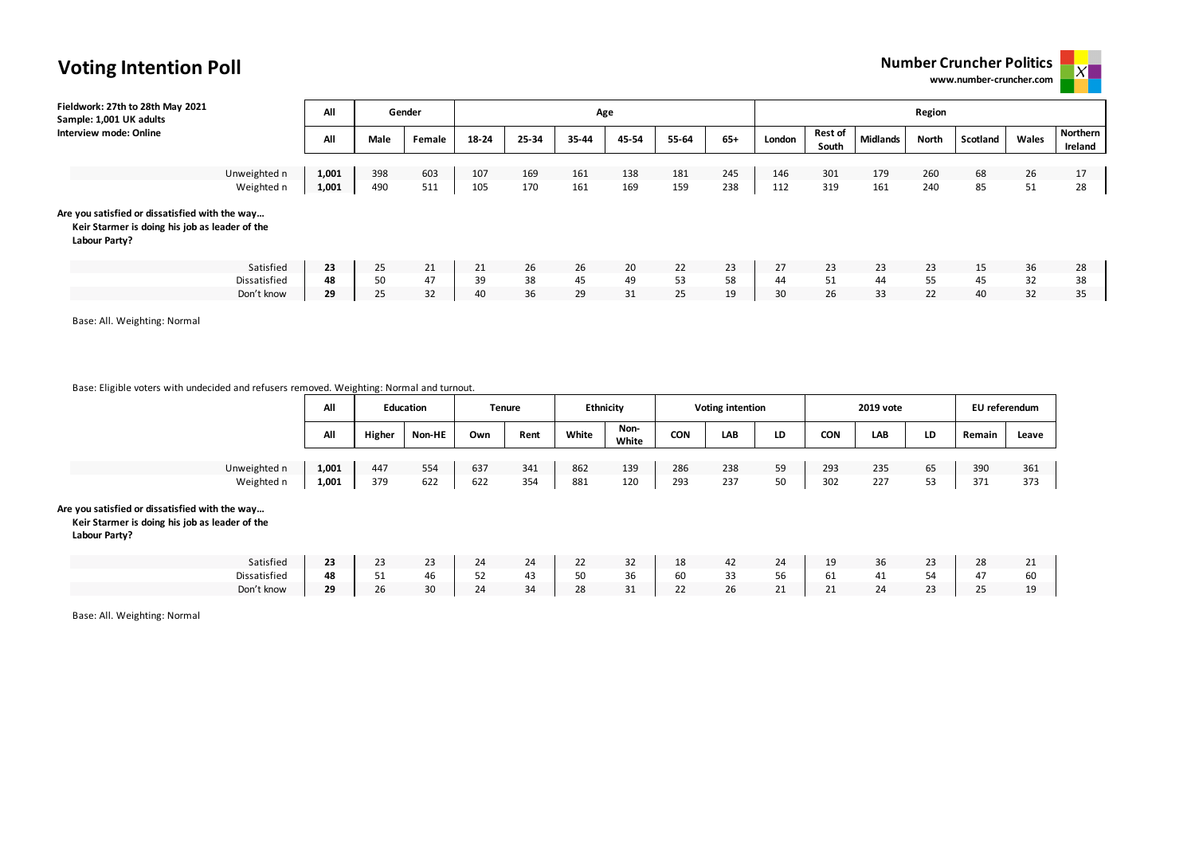# Voting Intention Poll

**Number Cruncher Politics**
**www.number-cruncher.com**

**Fieldwork: 27th to 28th May 2021**
**Sample: 1,001 UK adults**
**Interview mode: Online**

| | All | Gender | | Age | | | | | | Region | | | | | | |
|---|---|---|---|---|---|---|---|---|---|---|---|---|---|---|---|---|
| | All | Male | Female | 18-24 | 25-34 | 35-44 | 45-54 | 55-64 | 65+ | London | Rest of South | Midlands | North | Scotland | Wales | Northern Ireland |
| Unweighted n | 1,001 | 398 | 603 | 107 | 169 | 161 | 138 | 181 | 245 | 146 | 301 | 179 | 260 | 68 | 26 | 17 |
| Weighted n | 1,001 | 490 | 511 | 105 | 170 | 161 | 169 | 159 | 238 | 112 | 319 | 161 | 240 | 85 | 51 | 28 |
| **Are you satisfied or dissatisfied with the way… Keir Starmer is doing his job as leader of the Labour Party?** | | | | | | | | | | | | | | | | |
| Satisfied | 23 | 25 | 21 | 21 | 26 | 26 | 20 | 22 | 23 | 27 | 23 | 23 | 23 | 15 | 36 | 28 |
| Dissatisfied | 48 | 50 | 47 | 39 | 38 | 45 | 49 | 53 | 58 | 44 | 51 | 44 | 55 | 45 | 32 | 38 |
| Don't know | 29 | 25 | 32 | 40 | 36 | 29 | 31 | 25 | 19 | 30 | 26 | 33 | 22 | 40 | 32 | 35 |

Base: All. Weighting: Normal

Base: Eligible voters with undecided and refusers removed. Weighting: Normal and turnout.

| | All | Education | | Tenure | | Ethnicity | | Voting intention | | | 2019 vote | | | EU referendum | |
|---|---|---|---|---|---|---|---|---|---|---|---|---|---|---|---|
| | All | Higher | Non-HE | Own | Rent | White | Non-White | CON | LAB | LD | CON | LAB | LD | Remain | Leave |
| Unweighted n | 1,001 | 447 | 554 | 637 | 341 | 862 | 139 | 286 | 238 | 59 | 293 | 235 | 65 | 390 | 361 |
| Weighted n | 1,001 | 379 | 622 | 622 | 354 | 881 | 120 | 293 | 237 | 50 | 302 | 227 | 53 | 371 | 373 |
| **Are you satisfied or dissatisfied with the way… Keir Starmer is doing his job as leader of the Labour Party?** | | | | | | | | | | | | | | | |
| Satisfied | 23 | 23 | 23 | 24 | 24 | 22 | 32 | 18 | 42 | 24 | 19 | 36 | 23 | 28 | 21 |
| Dissatisfied | 48 | 51 | 46 | 52 | 43 | 50 | 36 | 60 | 33 | 56 | 61 | 41 | 54 | 47 | 60 |
| Don't know | 29 | 26 | 30 | 24 | 34 | 28 | 31 | 22 | 26 | 21 | 21 | 24 | 23 | 25 | 19 |

Base: All. Weighting: Normal